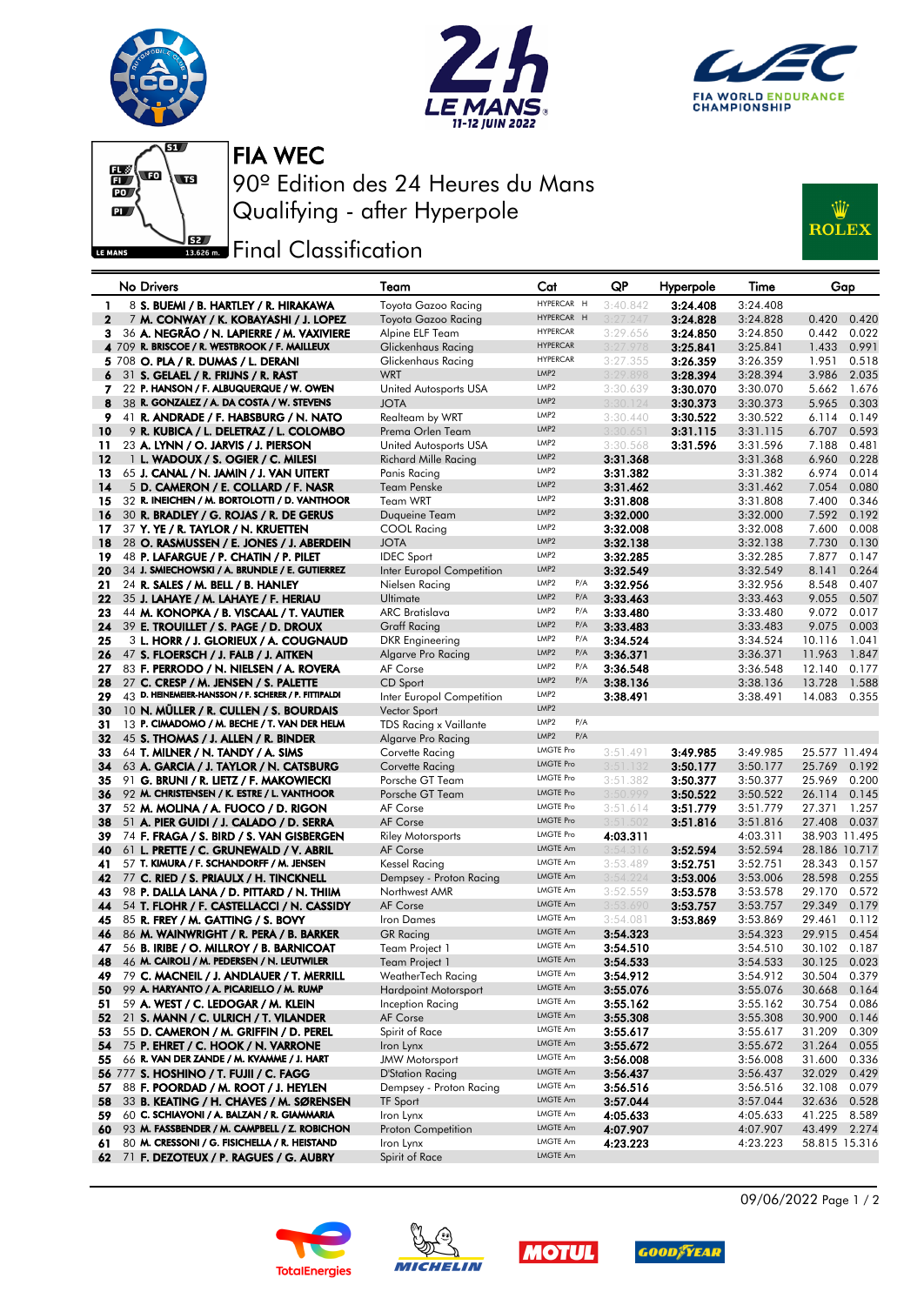# FIA WEC

## 90º Edition des 24 Heures du Mans

## Qualifying - after Hyperpole

## Final Classification

| | No | Drivers | Team | Cat | | QP | Hyperpole | Time | Gap | |
|---|---|---|---|---|---|---|---|---|---|---|
| 1 | 8 | **S. BUEMI / B. HARTLEY / R. HIRAKAWA** | Toyota Gazoo Racing | HYPERCAR | H | 3:40.842 | **3:24.408** | 3:24.408 | | |
| 2 | 7 | **M. CONWAY / K. KOBAYASHI / J. LOPEZ** | Toyota Gazoo Racing | HYPERCAR | H | 3:27.247 | **3:24.828** | 3:24.828 | 0.420 | 0.420 |
| 3 | 36 | **A. NEGRÃO / N. LAPIERRE / M. VAXIVIERE** | Alpine ELF Team | HYPERCAR | | 3:29.656 | **3:24.850** | 3:24.850 | 0.442 | 0.022 |
| 4 | 709 | **R. BRISCOE / R. WESTBROOK / F. MAILLEUX** | Glickenhaus Racing | HYPERCAR | | 3:27.978 | **3:25.841** | 3:25.841 | 1.433 | 0.991 |
| 5 | 708 | **O. PLA / R. DUMAS / L. DERANI** | Glickenhaus Racing | HYPERCAR | | 3:27.355 | **3:26.359** | 3:26.359 | 1.951 | 0.518 |
| 6 | 31 | **S. GELAEL / R. FRIJNS / R. RAST** | WRT | LMP2 | | 3:29.898 | **3:28.394** | 3:28.394 | 3.986 | 2.035 |
| 7 | 22 | **P. HANSON / F. ALBUQUERQUE / W. OWEN** | United Autosports USA | LMP2 | | 3:30.639 | **3:30.070** | 3:30.070 | 5.662 | 1.676 |
| 8 | 38 | **R. GONZALEZ / A. DA COSTA / W. STEVENS** | JOTA | LMP2 | | 3:30.124 | **3:30.373** | 3:30.373 | 5.965 | 0.303 |
| 9 | 41 | **R. ANDRADE / F. HABSBURG / N. NATO** | Realteam by WRT | LMP2 | | 3:30.440 | **3:30.522** | 3:30.522 | 6.114 | 0.149 |
| 10 | 9 | **R. KUBICA / L. DELETRAZ / L. COLOMBO** | Prema Orlen Team | LMP2 | | 3:30.651 | **3:31.115** | 3:31.115 | 6.707 | 0.593 |
| 11 | 23 | **A. LYNN / O. JARVIS / J. PIERSON** | United Autosports USA | LMP2 | | 3:30.568 | **3:31.596** | 3:31.596 | 7.188 | 0.481 |
| 12 | 1 | **L. WADOUX / S. OGIER / C. MILESI** | Richard Mille Racing | LMP2 | | **3:31.368** | | 3:31.368 | 6.960 | 0.228 |
| 13 | 65 | **J. CANAL / N. JAMIN / J. VAN UITERT** | Panis Racing | LMP2 | | **3:31.382** | | 3:31.382 | 6.974 | 0.014 |
| 14 | 5 | **D. CAMERON / E. COLLARD / F. NASR** | Team Penske | LMP2 | | **3:31.462** | | 3:31.462 | 7.054 | 0.080 |
| 15 | 32 | **R. INEICHEN / M. BORTOLOTTI / D. VANTHOOR** | Team WRT | LMP2 | | **3:31.808** | | 3:31.808 | 7.400 | 0.346 |
| 16 | 30 | **R. BRADLEY / G. ROJAS / R. DE GERUS** | Duqueine Team | LMP2 | | **3:32.000** | | 3:32.000 | 7.592 | 0.192 |
| 17 | 37 | **Y. YE / R. TAYLOR / N. KRUETTEN** | COOL Racing | LMP2 | | **3:32.008** | | 3:32.008 | 7.600 | 0.008 |
| 18 | 28 | **O. RASMUSSEN / E. JONES / J. ABERDEIN** | JOTA | LMP2 | | **3:32.138** | | 3:32.138 | 7.730 | 0.130 |
| 19 | 48 | **P. LAFARGUE / P. CHATIN / P. PILET** | IDEC Sport | LMP2 | | **3:32.285** | | 3:32.285 | 7.877 | 0.147 |
| 20 | 34 | **J. SMIECHOWSKI / A. BRUNDLE / E. GUTIERREZ** | Inter Europol Competition | LMP2 | | **3:32.549** | | 3:32.549 | 8.141 | 0.264 |
| 21 | 24 | **R. SALES / M. BELL / B. HANLEY** | Nielsen Racing | LMP2 | P/A | **3:32.956** | | 3:32.956 | 8.548 | 0.407 |
| 22 | 35 | **J. LAHAYE / M. LAHAYE / F. HERIAU** | Ultimate | LMP2 | P/A | **3:33.463** | | 3:33.463 | 9.055 | 0.507 |
| 23 | 44 | **M. KONOPKA / B. VISCAAL / T. VAUTIER** | ARC Bratislava | LMP2 | P/A | **3:33.480** | | 3:33.480 | 9.072 | 0.017 |
| 24 | 39 | **E. TROUILLET / S. PAGE / D. DROUX** | Graff Racing | LMP2 | P/A | **3:33.483** | | 3:33.483 | 9.075 | 0.003 |
| 25 | 3 | **L. HORR / J. GLORIEUX / A. COUGNAUD** | DKR Engineering | LMP2 | P/A | **3:34.524** | | 3:34.524 | 10.116 | 1.041 |
| 26 | 47 | **S. FLOERSCH / J. FALB / J. AITKEN** | Algarve Pro Racing | LMP2 | P/A | **3:36.371** | | 3:36.371 | 11.963 | 1.847 |
| 27 | 83 | **F. PERRODO / N. NIELSEN / A. ROVERA** | AF Corse | LMP2 | P/A | **3:36.548** | | 3:36.548 | 12.140 | 0.177 |
| 28 | 27 | **C. CRESP / M. JENSEN / S. PALETTE** | CD Sport | LMP2 | P/A | **3:38.136** | | 3:38.136 | 13.728 | 1.588 |
| 29 | 43 | **D. HEINEMEIER-HANSSON / F. SCHERER / P. FITTIPALDI** | Inter Europol Competition | LMP2 | | **3:38.491** | | 3:38.491 | 14.083 | 0.355 |
| 30 | 10 | **N. MÜLLER / R. CULLEN / S. BOURDAIS** | Vector Sport | LMP2 | | | | | | |
| 31 | 13 | **P. CIMADOMO / M. BECHE / T. VAN DER HELM** | TDS Racing x Vaillante | LMP2 | P/A | | | | | |
| 32 | 45 | **S. THOMAS / J. ALLEN / R. BINDER** | Algarve Pro Racing | LMP2 | P/A | | | | | |
| 33 | 64 | **T. MILNER / N. TANDY / A. SIMS** | Corvette Racing | LMGTE Pro | | 3:51.491 | **3:49.985** | 3:49.985 | 25.577 | 11.494 |
| 34 | 63 | **A. GARCIA / J. TAYLOR / N. CATSBURG** | Corvette Racing | LMGTE Pro | | 3:51.132 | **3:50.177** | 3:50.177 | 25.769 | 0.192 |
| 35 | 91 | **G. BRUNI / R. LIETZ / F. MAKOWIECKI** | Porsche GT Team | LMGTE Pro | | 3:51.382 | **3:50.377** | 3:50.377 | 25.969 | 0.200 |
| 36 | 92 | **M. CHRISTENSEN / K. ESTRE / L. VANTHOOR** | Porsche GT Team | LMGTE Pro | | 3:50.999 | **3:50.522** | 3:50.522 | 26.114 | 0.145 |
| 37 | 52 | **M. MOLINA / A. FUOCO / D. RIGON** | AF Corse | LMGTE Pro | | 3:51.614 | **3:51.779** | 3:51.779 | 27.371 | 1.257 |
| 38 | 51 | **A. PIER GUIDI / J. CALADO / D. SERRA** | AF Corse | LMGTE Pro | | 3:51.502 | **3:51.816** | 3:51.816 | 27.408 | 0.037 |
| 39 | 74 | **F. FRAGA / S. BIRD / S. VAN GISBERGEN** | Riley Motorsports | LMGTE Pro | | **4:03.311** | | 4:03.311 | 38.903 | 11.495 |
| 40 | 61 | **L. PRETTE / C. GRUNEWALD / V. ABRIL** | AF Corse | LMGTE Am | | 3:54.316 | **3:52.594** | 3:52.594 | 28.186 | 10.717 |
| 41 | 57 | **T. KIMURA / F. SCHANDORFF / M. JENSEN** | Kessel Racing | LMGTE Am | | 3:53.489 | **3:52.751** | 3:52.751 | 28.343 | 0.157 |
| 42 | 77 | **C. RIED / S. PRIAULX / H. TINCKNELL** | Dempsey - Proton Racing | LMGTE Am | | 3:54.224 | **3:53.006** | 3:53.006 | 28.598 | 0.255 |
| 43 | 98 | **P. DALLA LANA / D. PITTARD / N. THIIM** | Northwest AMR | LMGTE Am | | 3:52.559 | **3:53.578** | 3:53.578 | 29.170 | 0.572 |
| 44 | 54 | **T. FLOHR / F. CASTELLACCI / N. CASSIDY** | AF Corse | LMGTE Am | | 3:53.690 | **3:53.757** | 3:53.757 | 29.349 | 0.179 |
| 45 | 85 | **R. FREY / M. GATTING / S. BOVY** | Iron Dames | LMGTE Am | | 3:54.081 | **3:53.869** | 3:53.869 | 29.461 | 0.112 |
| 46 | 86 | **M. WAINWRIGHT / R. PERA / B. BARKER** | GR Racing | LMGTE Am | | **3:54.323** | | 3:54.323 | 29.915 | 0.454 |
| 47 | 56 | **B. IRIBE / O. MILLROY / B. BARNICOAT** | Team Project 1 | LMGTE Am | | **3:54.510** | | 3:54.510 | 30.102 | 0.187 |
| 48 | 46 | **M. CAIROLI / M. PEDERSEN / N. LEUTWILER** | Team Project 1 | LMGTE Am | | **3:54.533** | | 3:54.533 | 30.125 | 0.023 |
| 49 | 79 | **C. MACNEIL / J. ANDLAUER / T. MERRILL** | WeatherTech Racing | LMGTE Am | | **3:54.912** | | 3:54.912 | 30.504 | 0.379 |
| 50 | 99 | **A. HARYANTO / A. PICARIELLO / M. RUMP** | Hardpoint Motorsport | LMGTE Am | | **3:55.076** | | 3:55.076 | 30.668 | 0.164 |
| 51 | 59 | **A. WEST / C. LEDOGAR / M. KLEIN** | Inception Racing | LMGTE Am | | **3:55.162** | | 3:55.162 | 30.754 | 0.086 |
| 52 | 21 | **S. MANN / C. ULRICH / T. VILANDER** | AF Corse | LMGTE Am | | **3:55.308** | | 3:55.308 | 30.900 | 0.146 |
| 53 | 55 | **D. CAMERON / M. GRIFFIN / D. PEREL** | Spirit of Race | LMGTE Am | | **3:55.617** | | 3:55.617 | 31.209 | 0.309 |
| 54 | 75 | **P. EHRET / C. HOOK / N. VARRONE** | Iron Lynx | LMGTE Am | | **3:55.672** | | 3:55.672 | 31.264 | 0.055 |
| 55 | 66 | **R. VAN DER ZANDE / M. KVAMME / J. HART** | JMW Motorsport | LMGTE Am | | **3:56.008** | | 3:56.008 | 31.600 | 0.336 |
| 56 | 777 | **S. HOSHINO / T. FUJII / C. FAGG** | D'Station Racing | LMGTE Am | | **3:56.437** | | 3:56.437 | 32.029 | 0.429 |
| 57 | 88 | **F. POORDAD / M. ROOT / J. HEYLEN** | Dempsey - Proton Racing | LMGTE Am | | **3:56.516** | | 3:56.516 | 32.108 | 0.079 |
| 58 | 33 | **B. KEATING / H. CHAVES / M. SØRENSEN** | TF Sport | LMGTE Am | | **3:57.044** | | 3:57.044 | 32.636 | 0.528 |
| 59 | 60 | **C. SCHIAVONI / A. BALZAN / R. GIAMMARIA** | Iron Lynx | LMGTE Am | | **4:05.633** | | 4:05.633 | 41.225 | 8.589 |
| 60 | 93 | **M. FASSBENDER / M. CAMPBELL / Z. ROBICHON** | Proton Competition | LMGTE Am | | **4:07.907** | | 4:07.907 | 43.499 | 2.274 |
| 61 | 80 | **M. CRESSONI / G. FISICHELLA / R. HEISTAND** | Iron Lynx | LMGTE Am | | **4:23.223** | | 4:23.223 | 58.815 | 15.316 |
| 62 | 71 | **F. DEZOTEUX / P. RAGUES / G. AUBRY** | Spirit of Race | LMGTE Am | | | | | | |

09/06/2022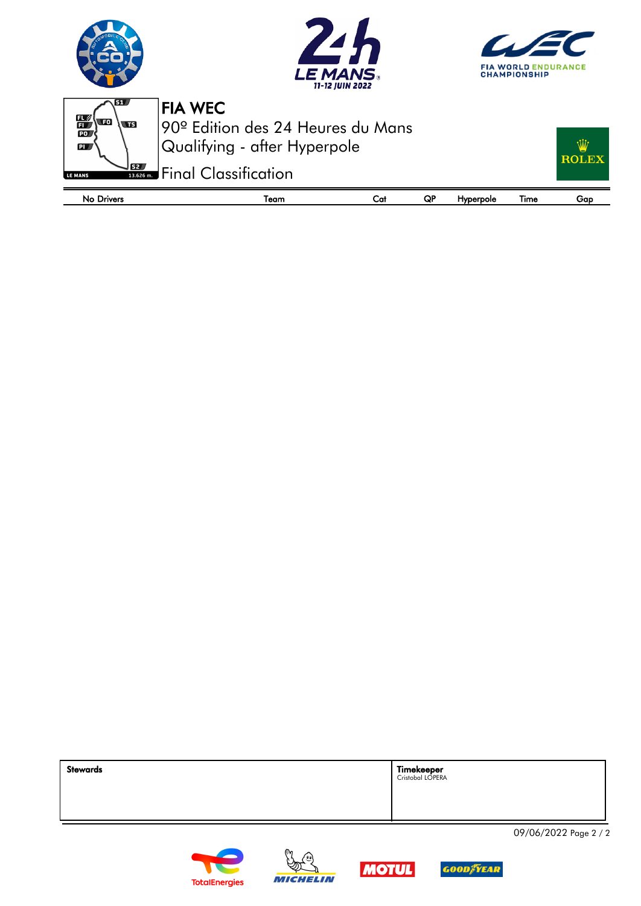# FIA WEC

90º Edition des 24 Heures du Mans

Qualifying - after Hyperpole

Final Classification

| No | Drivers | Team | Cat | QP | Hyperpole | Time | Gap |
|---|---|---|---|---|---|---|---|

| Stewards | Timekeeper |
|---|---|
| | Cristobal LOPERA |

09/06/2022